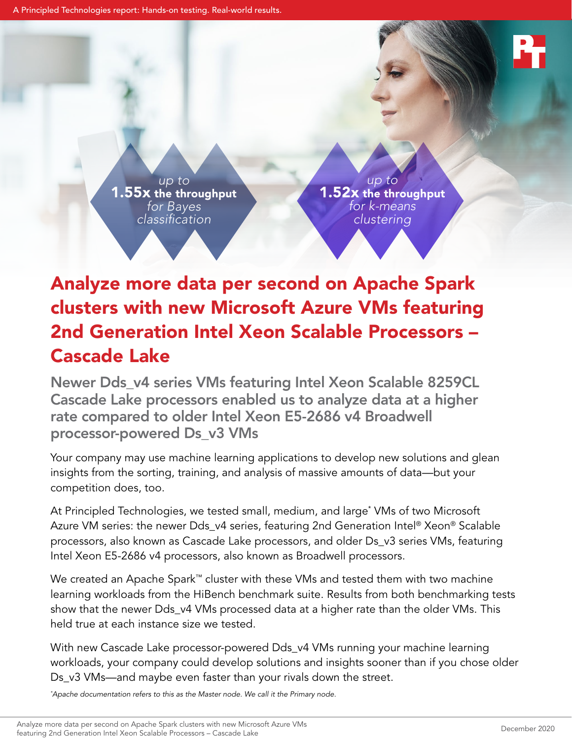A Principled Technologies report: Hands-on testing. Real-world results.

*up to* **1.55x the throughput** *for Bayes classification*

*up to* **1.52x the throughput** *for k-means clustering*

# Analyze more data per second on Apache Spark clusters with new Microsoft Azure VMs featuring 2nd Generation Intel Xeon Scalable Processors – Cascade Lake

## Newer Dds_v4 series VMs featuring Intel Xeon Scalable 8259CL Cascade Lake processors enabled us to analyze data at a higher rate compared to older Intel Xeon E5-2686 v4 Broadwell processor-powered Ds_v3 VMs

Your company may use machine learning applications to develop new solutions and glean insights from the sorting, training, and analysis of massive amounts of data—but your competition does, too.

At Principled Technologies, we tested small, medium, and large* VMs of two Microsoft Azure VM series: the newer Dds_v4 series, featuring 2nd Generation Intel® Xeon® Scalable processors, also known as Cascade Lake processors, and older Ds_v3 series VMs, featuring Intel Xeon E5-2686 v4 processors, also known as Broadwell processors.

We created an Apache Spark™ cluster with these VMs and tested them with two machine learning workloads from the HiBench benchmark suite. Results from both benchmarking tests show that the newer Dds_v4 VMs processed data at a higher rate than the older VMs. This held true at each instance size we tested.

With new Cascade Lake processor-powered Dds_v4 VMs running your machine learning workloads, your company could develop solutions and insights sooner than if you chose older Ds_v3 VMs—and maybe even faster than your rivals down the street.

*\*Apache documentation refers to this as the Master node. We call it the Primary node.*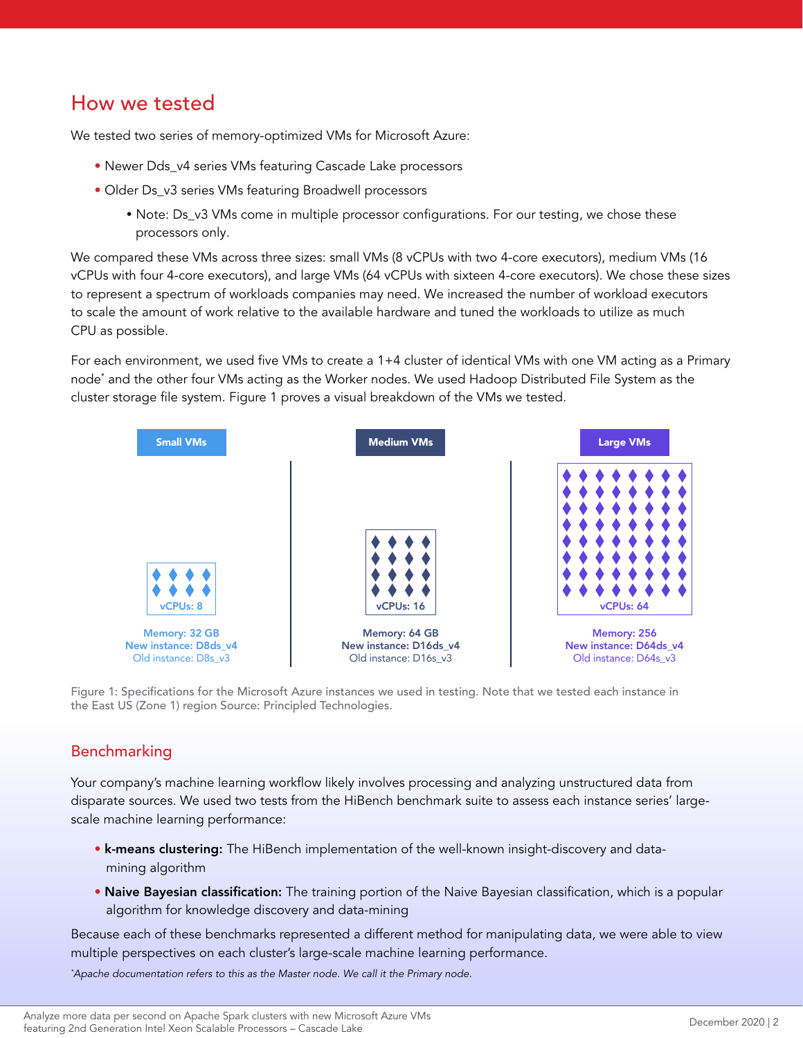## How we tested

We tested two series of memory-optimized VMs for Microsoft Azure:

- Newer Dds_v4 series VMs featuring Cascade Lake processors
- Older Ds_v3 series VMs featuring Broadwell processors
  - Note: Ds_v3 VMs come in multiple processor configurations. For our testing, we chose these processors only.

We compared these VMs across three sizes: small VMs (8 vCPUs with two 4-core executors), medium VMs (16 vCPUs with four 4-core executors), and large VMs (64 vCPUs with sixteen 4-core executors). We chose these sizes to represent a spectrum of workloads companies may need. We increased the number of workload executors to scale the amount of work relative to the available hardware and tuned the workloads to utilize as much CPU as possible.

For each environment, we used five VMs to create a 1+4 cluster of identical VMs with one VM acting as a Primary node* and the other four VMs acting as the Worker nodes. We used Hadoop Distributed File System as the cluster storage file system. Figure 1 proves a visual breakdown of the VMs we tested.

| Small VMs | Medium VMs | Large VMs |
|---|---|---|
| vCPUs: 8 | vCPUs: 16 | vCPUs: 64 |
| Memory: 32 GB | Memory: 64 GB | Memory: 256 |
| New instance: D8ds_v4 | New instance: D16ds_v4 | New instance: D64ds_v4 |
| Old instance: D8s_v3 | Old instance: D16s_v3 | Old instance: D64s_v3 |

Figure 1: Specifications for the Microsoft Azure instances we used in testing. Note that we tested each instance in the East US (Zone 1) region Source: Principled Technologies.

### Benchmarking

Your company's machine learning workflow likely involves processing and analyzing unstructured data from disparate sources. We used two tests from the HiBench benchmark suite to assess each instance series' large-scale machine learning performance:

- **k-means clustering:** The HiBench implementation of the well-known insight-discovery and data-mining algorithm
- **Naive Bayesian classification:** The training portion of the Naive Bayesian classification, which is a popular algorithm for knowledge discovery and data-mining

Because each of these benchmarks represented a different method for manipulating data, we were able to view multiple perspectives on each cluster's large-scale machine learning performance.

*\*Apache documentation refers to this as the Master node. We call it the Primary node.*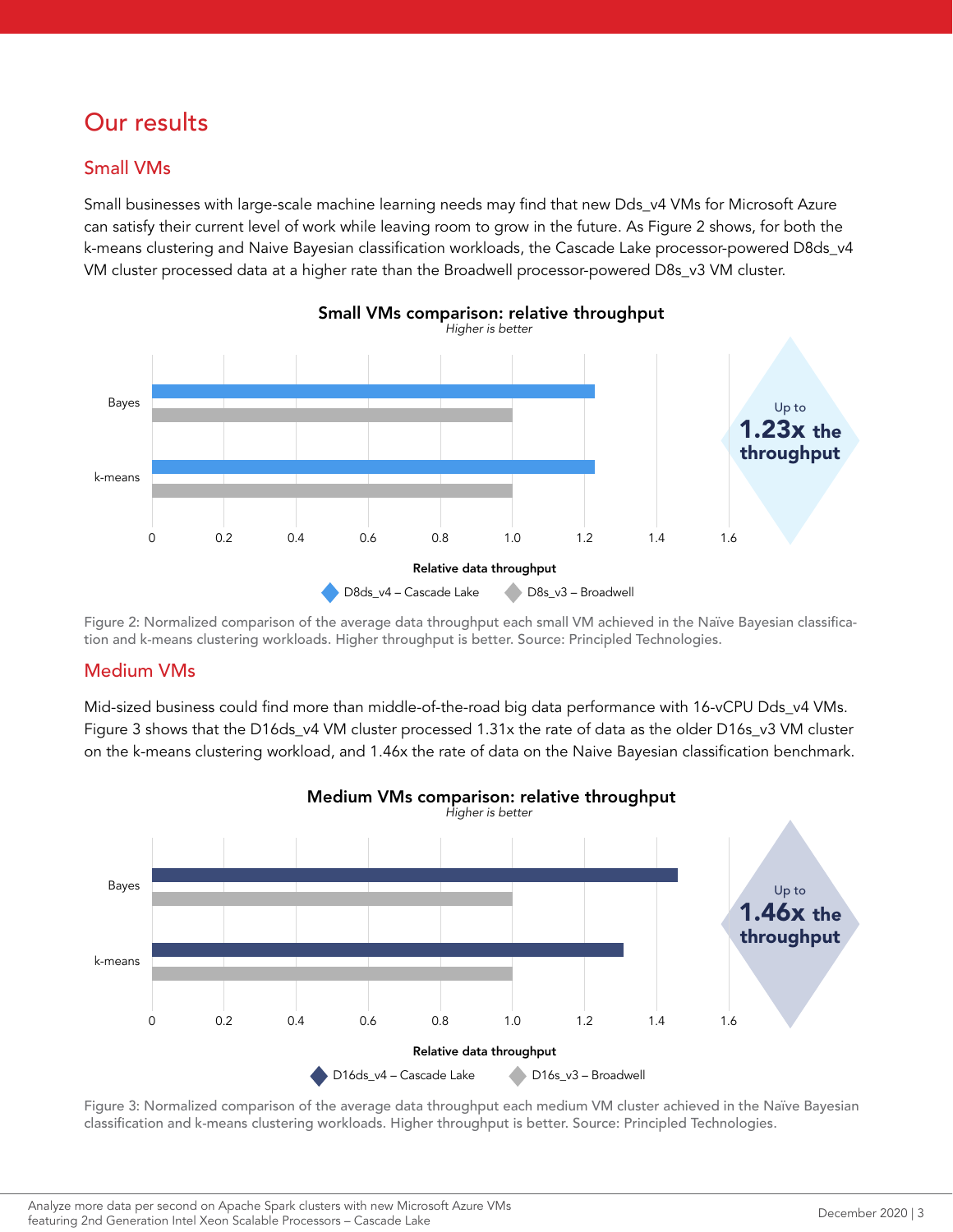# Our results

## Small VMs

Small businesses with large-scale machine learning needs may find that new Dds_v4 VMs for Microsoft Azure can satisfy their current level of work while leaving room to grow in the future. As Figure 2 shows, for both the k-means clustering and Naive Bayesian classification workloads, the Cascade Lake processor-powered D8ds_v4 VM cluster processed data at a higher rate than the Broadwell processor-powered D8s_v3 VM cluster.

**Small VMs comparison: relative throughput**

*Higher is better*

| | D8ds_v4 – Cascade Lake | D8s_v3 – Broadwell |
|---|---|---|
| Bayes | 1.23 | 1.0 |
| k-means | 1.23 | 1.0 |

Relative data throughput

Up to **1.23x the throughput**

Figure 2: Normalized comparison of the average data throughput each small VM achieved in the Naïve Bayesian classification and k-means clustering workloads. Higher throughput is better. Source: Principled Technologies.

## Medium VMs

Mid-sized business could find more than middle-of-the-road big data performance with 16-vCPU Dds_v4 VMs. Figure 3 shows that the D16ds_v4 VM cluster processed 1.31x the rate of data as the older D16s_v3 VM cluster on the k-means clustering workload, and 1.46x the rate of data on the Naive Bayesian classification benchmark.

**Medium VMs comparison: relative throughput**

*Higher is better*

| | D16ds_v4 – Cascade Lake | D16s_v3 – Broadwell |
|---|---|---|
| Bayes | 1.46 | 1.0 |
| k-means | 1.31 | 1.0 |

Relative data throughput

Up to **1.46x the throughput**

Figure 3: Normalized comparison of the average data throughput each medium VM cluster achieved in the Naïve Bayesian classification and k-means clustering workloads. Higher throughput is better. Source: Principled Technologies.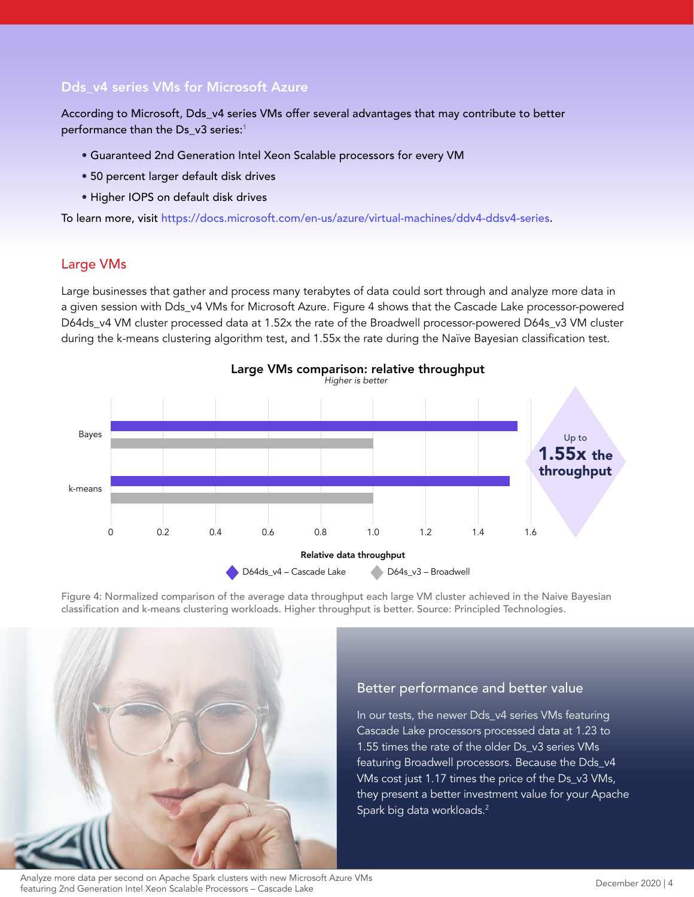## Dds_v4 series VMs for Microsoft Azure

According to Microsoft, Dds_v4 series VMs offer several advantages that may contribute to better performance than the Ds_v3 series:[1]

- Guaranteed 2nd Generation Intel Xeon Scalable processors for every VM
- 50 percent larger default disk drives
- Higher IOPS on default disk drives

To learn more, visit https://docs.microsoft.com/en-us/azure/virtual-machines/ddv4-ddsv4-series.

## Large VMs

Large businesses that gather and process many terabytes of data could sort through and analyze more data in a given session with Dds_v4 VMs for Microsoft Azure. Figure 4 shows that the Cascade Lake processor-powered D64ds_v4 VM cluster processed data at 1.52x the rate of the Broadwell processor-powered D64s_v3 VM cluster during the k-means clustering algorithm test, and 1.55x the rate during the Naïve Bayesian classification test.

**Large VMs comparison: relative throughput**
*Higher is better*

| Workload | D64ds_v4 – Cascade Lake | D64s_v3 – Broadwell |
|---|---|---|
| Bayes | 1.55 | 1.0 |
| k-means | 1.52 | 1.0 |

Relative data throughput

Up to **1.55x the throughput**

Figure 4: Normalized comparison of the average data throughput each large VM cluster achieved in the Naive Bayesian classification and k-means clustering workloads. Higher throughput is better. Source: Principled Technologies.

### Better performance and better value

In our tests, the newer Dds_v4 series VMs featuring Cascade Lake processors processed data at 1.23 to 1.55 times the rate of the older Ds_v3 series VMs featuring Broadwell processors. Because the Dds_v4 VMs cost just 1.17 times the price of the Ds_v3 VMs, they present a better investment value for your Apache Spark big data workloads.[2]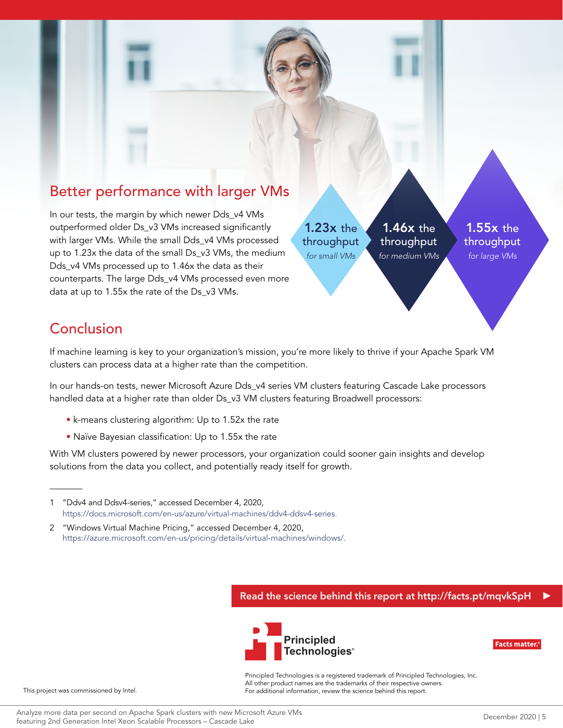## Better performance with larger VMs

In our tests, the margin by which newer Dds_v4 VMs outperformed older Ds_v3 VMs increased significantly with larger VMs. While the small Dds_v4 VMs processed up to 1.23x the data of the small Ds_v3 VMs, the medium Dds_v4 VMs processed up to 1.46x the data as their counterparts. The large Dds_v4 VMs processed even more data at up to 1.55x the rate of the Ds_v3 VMs.

**1.23x** the throughput *for small VMs*

**1.46x** the throughput *for medium VMs*

**1.55x** the throughput *for large VMs*

## Conclusion

If machine learning is key to your organization's mission, you're more likely to thrive if your Apache Spark VM clusters can process data at a higher rate than the competition.

In our hands-on tests, newer Microsoft Azure Dds_v4 series VM clusters featuring Cascade Lake processors handled data at a higher rate than older Ds_v3 VM clusters featuring Broadwell processors:

- k-means clustering algorithm: Up to 1.52x the rate
- Naïve Bayesian classification: Up to 1.55x the rate

With VM clusters powered by newer processors, your organization could sooner gain insights and develop solutions from the data you collect, and potentially ready itself for growth.

---

1 "Ddv4 and Ddsv4-series," accessed December 4, 2020, https://docs.microsoft.com/en-us/azure/virtual-machines/ddv4-ddsv4-series.

2 "Windows Virtual Machine Pricing," accessed December 4, 2020, https://azure.microsoft.com/en-us/pricing/details/virtual-machines/windows/.

**Read the science behind this report at http://facts.pt/mqvkSpH ►**

Principled Technologies®

Facts matter.®

Principled Technologies is a registered trademark of Principled Technologies, Inc.
All other product names are the trademarks of their respective owners.
For additional information, review the science behind this report.

This project was commissioned by Intel.